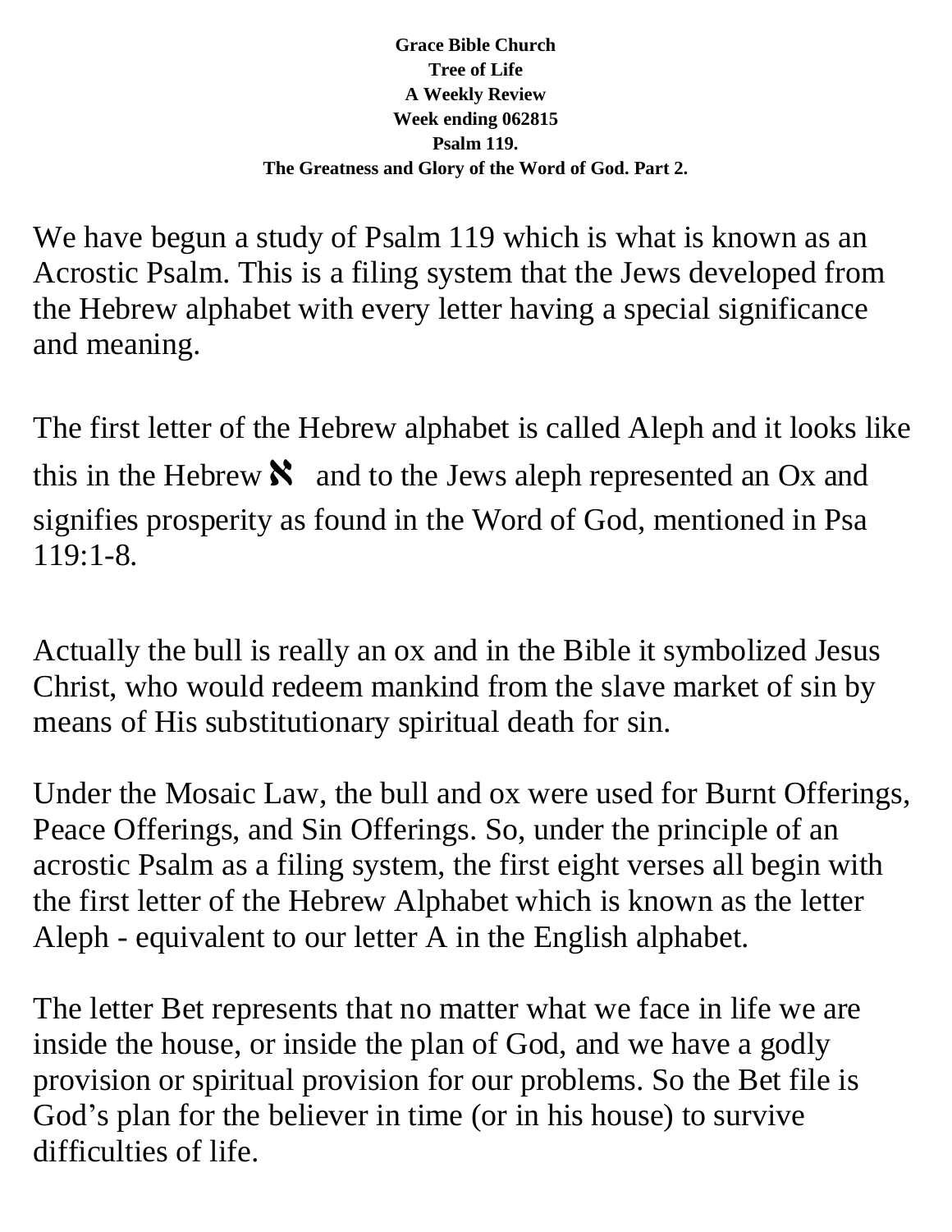**Grace Bible Church**
**Tree of Life**
**A Weekly Review**
**Week ending 062815**
**Psalm 119.**
**The Greatness and Glory of the Word of God. Part 2.**

We have begun a study of Psalm 119 which is what is known as an Acrostic Psalm. This is a filing system that the Jews developed from the Hebrew alphabet with every letter having a special significance and meaning.

The first letter of the Hebrew alphabet is called Aleph and it looks like this in the Hebrew **א** and to the Jews aleph represented an Ox and signifies prosperity as found in the Word of God, mentioned in Psa 119:1-8.

Actually the bull is really an ox and in the Bible it symbolized Jesus Christ, who would redeem mankind from the slave market of sin by means of His substitutionary spiritual death for sin.

Under the Mosaic Law, the bull and ox were used for Burnt Offerings, Peace Offerings, and Sin Offerings. So, under the principle of an acrostic Psalm as a filing system, the first eight verses all begin with the first letter of the Hebrew Alphabet which is known as the letter Aleph - equivalent to our letter A in the English alphabet.

The letter Bet represents that no matter what we face in life we are inside the house, or inside the plan of God, and we have a godly provision or spiritual provision for our problems. So the Bet file is God's plan for the believer in time (or in his house) to survive difficulties of life.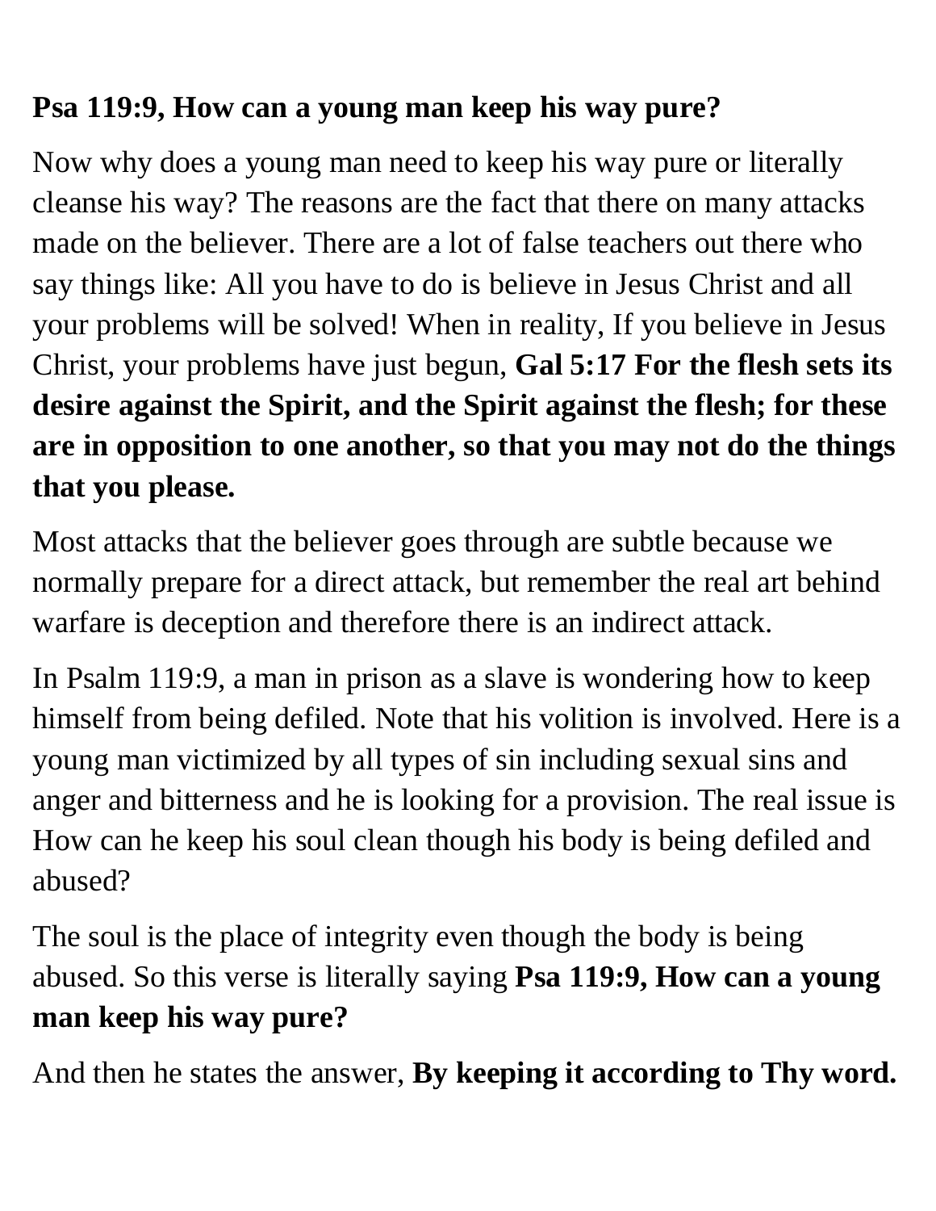**Psa 119:9, How can a young man keep his way pure?**

Now why does a young man need to keep his way pure or literally cleanse his way? The reasons are the fact that there on many attacks made on the believer. There are a lot of false teachers out there who say things like: All you have to do is believe in Jesus Christ and all your problems will be solved! When in reality, If you believe in Jesus Christ, your problems have just begun, **Gal 5:17 For the flesh sets its desire against the Spirit, and the Spirit against the flesh; for these are in opposition to one another, so that you may not do the things that you please.**

Most attacks that the believer goes through are subtle because we normally prepare for a direct attack, but remember the real art behind warfare is deception and therefore there is an indirect attack.

In Psalm 119:9, a man in prison as a slave is wondering how to keep himself from being defiled. Note that his volition is involved. Here is a young man victimized by all types of sin including sexual sins and anger and bitterness and he is looking for a provision. The real issue is How can he keep his soul clean though his body is being defiled and abused?

The soul is the place of integrity even though the body is being abused. So this verse is literally saying **Psa 119:9, How can a young man keep his way pure?**

And then he states the answer, **By keeping it according to Thy word.**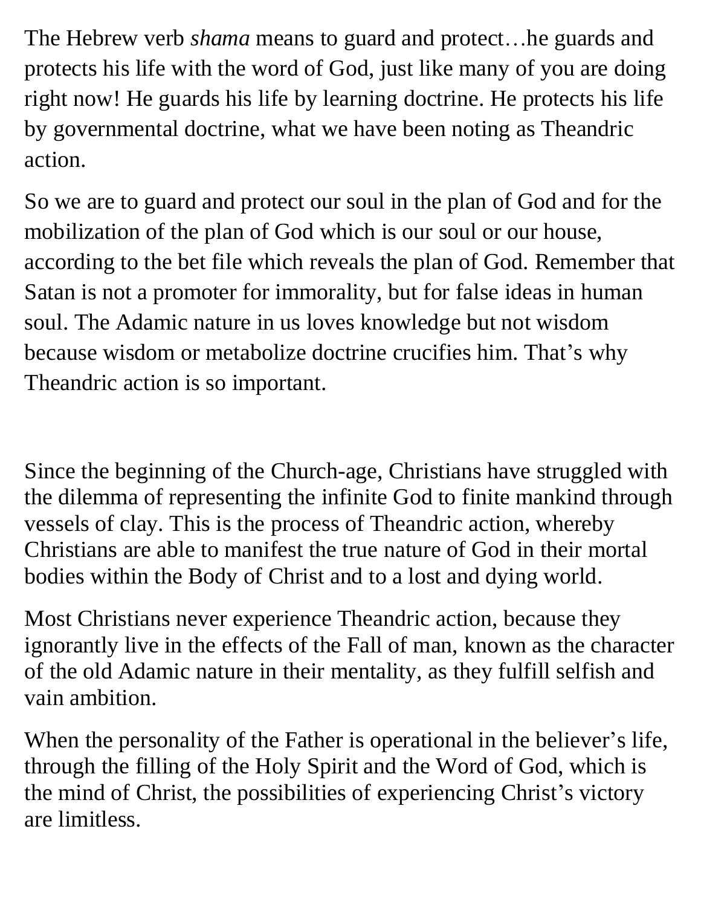The Hebrew verb *shama* means to guard and protect…he guards and protects his life with the word of God, just like many of you are doing right now! He guards his life by learning doctrine. He protects his life by governmental doctrine, what we have been noting as Theandric action.

So we are to guard and protect our soul in the plan of God and for the mobilization of the plan of God which is our soul or our house, according to the bet file which reveals the plan of God. Remember that Satan is not a promoter for immorality, but for false ideas in human soul. The Adamic nature in us loves knowledge but not wisdom because wisdom or metabolize doctrine crucifies him. That's why Theandric action is so important.

Since the beginning of the Church-age, Christians have struggled with the dilemma of representing the infinite God to finite mankind through vessels of clay. This is the process of Theandric action, whereby Christians are able to manifest the true nature of God in their mortal bodies within the Body of Christ and to a lost and dying world.

Most Christians never experience Theandric action, because they ignorantly live in the effects of the Fall of man, known as the character of the old Adamic nature in their mentality, as they fulfill selfish and vain ambition.

When the personality of the Father is operational in the believer's life, through the filling of the Holy Spirit and the Word of God, which is the mind of Christ, the possibilities of experiencing Christ's victory are limitless.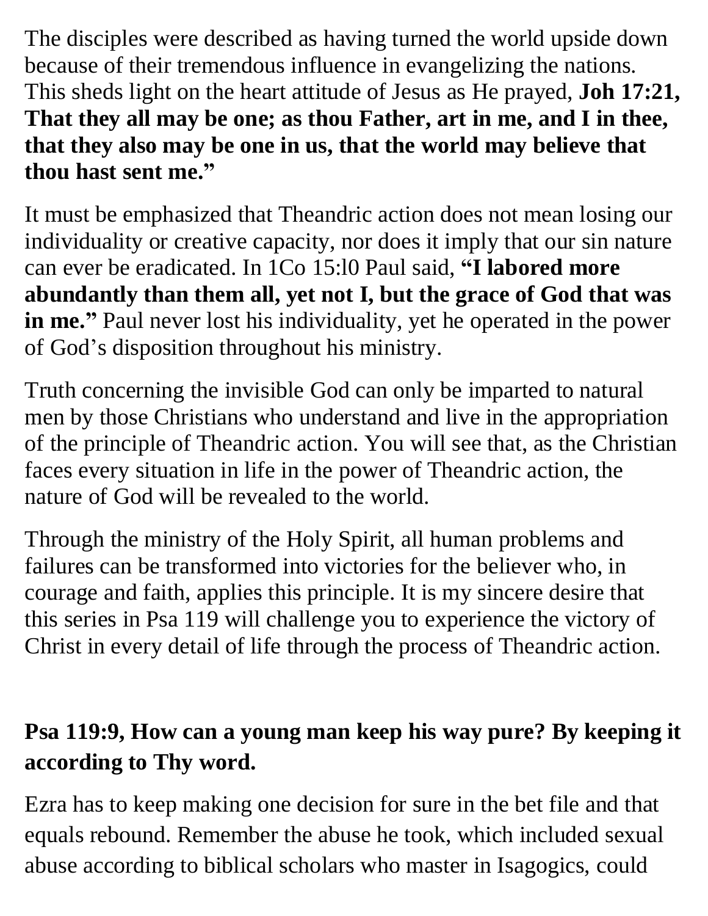The disciples were described as having turned the world upside down because of their tremendous influence in evangelizing the nations. This sheds light on the heart attitude of Jesus as He prayed, **Joh 17:21, That they all may be one; as thou Father, art in me, and I in thee, that they also may be one in us, that the world may believe that thou hast sent me."**

It must be emphasized that Theandric action does not mean losing our individuality or creative capacity, nor does it imply that our sin nature can ever be eradicated. In 1Co 15:l0 Paul said, **"I labored more abundantly than them all, yet not I, but the grace of God that was in me."** Paul never lost his individuality, yet he operated in the power of God's disposition throughout his ministry.

Truth concerning the invisible God can only be imparted to natural men by those Christians who understand and live in the appropriation of the principle of Theandric action. You will see that, as the Christian faces every situation in life in the power of Theandric action, the nature of God will be revealed to the world.

Through the ministry of the Holy Spirit, all human problems and failures can be transformed into victories for the believer who, in courage and faith, applies this principle. It is my sincere desire that this series in Psa 119 will challenge you to experience the victory of Christ in every detail of life through the process of Theandric action.

**Psa 119:9, How can a young man keep his way pure? By keeping it according to Thy word.**

Ezra has to keep making one decision for sure in the bet file and that equals rebound. Remember the abuse he took, which included sexual abuse according to biblical scholars who master in Isagogics, could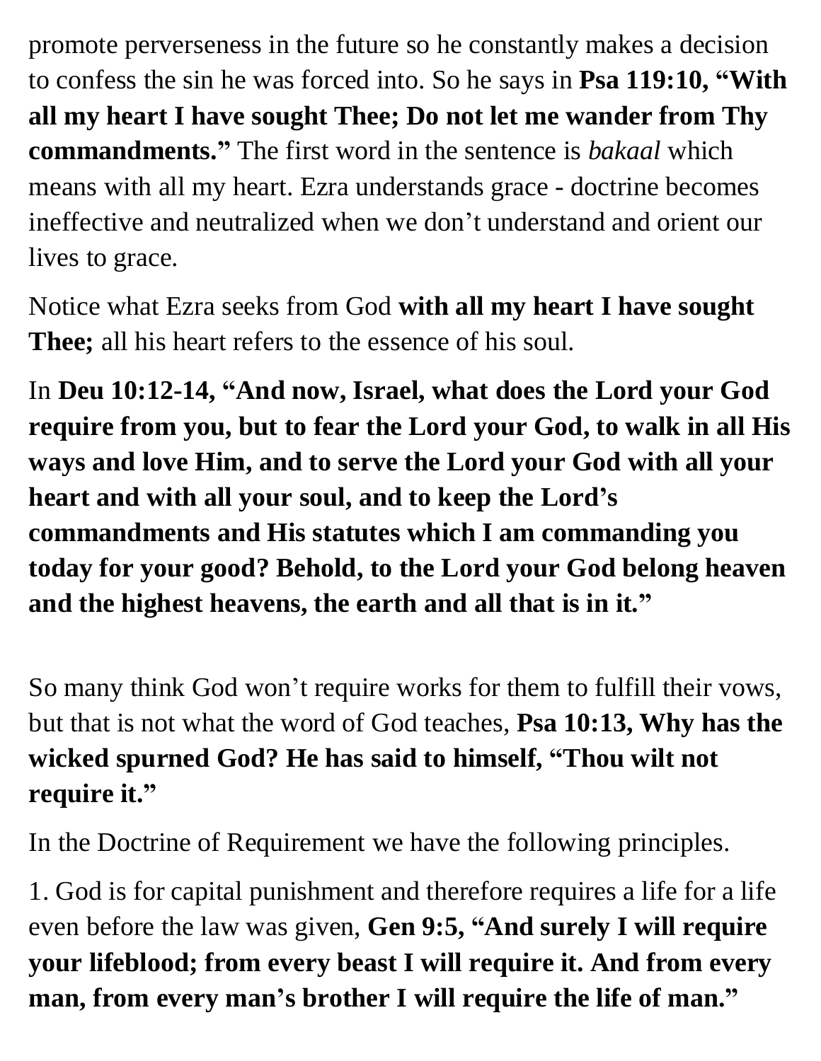promote perverseness in the future so he constantly makes a decision to confess the sin he was forced into. So he says in **Psa 119:10, "With all my heart I have sought Thee; Do not let me wander from Thy commandments."** The first word in the sentence is *bakaal* which means with all my heart. Ezra understands grace - doctrine becomes ineffective and neutralized when we don't understand and orient our lives to grace.

Notice what Ezra seeks from God **with all my heart I have sought Thee;** all his heart refers to the essence of his soul.

In **Deu 10:12-14, "And now, Israel, what does the Lord your God require from you, but to fear the Lord your God, to walk in all His ways and love Him, and to serve the Lord your God with all your heart and with all your soul, and to keep the Lord's commandments and His statutes which I am commanding you today for your good? Behold, to the Lord your God belong heaven and the highest heavens, the earth and all that is in it."**

So many think God won't require works for them to fulfill their vows, but that is not what the word of God teaches, **Psa 10:13, Why has the wicked spurned God? He has said to himself, "Thou wilt not require it."**

In the Doctrine of Requirement we have the following principles.

1. God is for capital punishment and therefore requires a life for a life even before the law was given, **Gen 9:5, "And surely I will require your lifeblood; from every beast I will require it. And from every man, from every man's brother I will require the life of man."**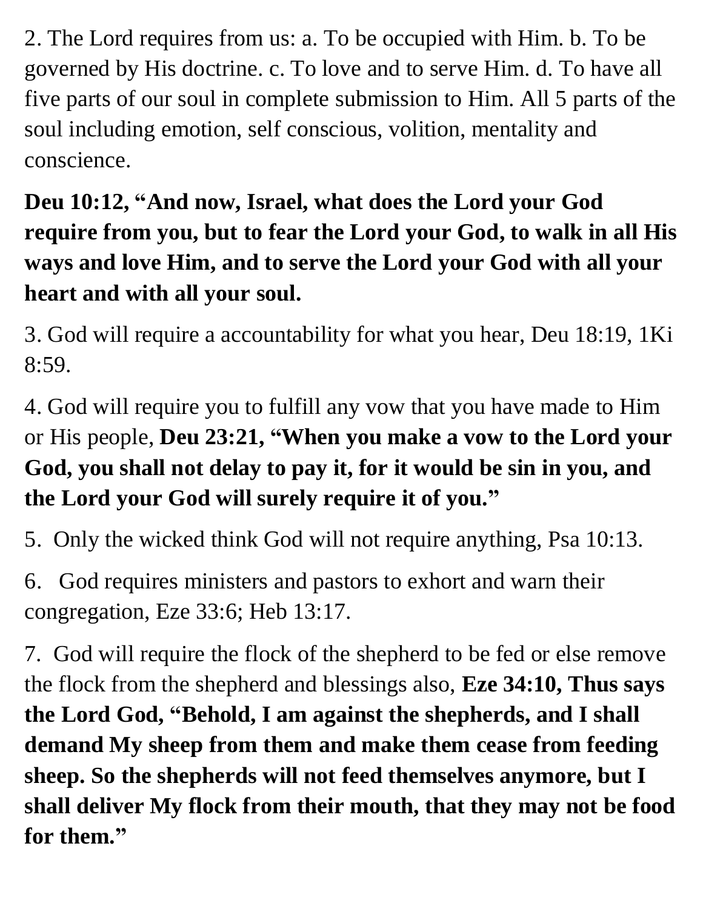2. The Lord requires from us: a. To be occupied with Him. b. To be governed by His doctrine. c. To love and to serve Him. d. To have all five parts of our soul in complete submission to Him. All 5 parts of the soul including emotion, self conscious, volition, mentality and conscience.

**Deu 10:12, "And now, Israel, what does the Lord your God require from you, but to fear the Lord your God, to walk in all His ways and love Him, and to serve the Lord your God with all your heart and with all your soul.**

3. God will require a accountability for what you hear, Deu 18:19, 1Ki 8:59.

4. God will require you to fulfill any vow that you have made to Him or His people, **Deu 23:21, "When you make a vow to the Lord your God, you shall not delay to pay it, for it would be sin in you, and the Lord your God will surely require it of you."**

5. Only the wicked think God will not require anything, Psa 10:13.

6. God requires ministers and pastors to exhort and warn their congregation, Eze 33:6; Heb 13:17.

7. God will require the flock of the shepherd to be fed or else remove the flock from the shepherd and blessings also, **Eze 34:10, Thus says the Lord God, "Behold, I am against the shepherds, and I shall demand My sheep from them and make them cease from feeding sheep. So the shepherds will not feed themselves anymore, but I shall deliver My flock from their mouth, that they may not be food for them."**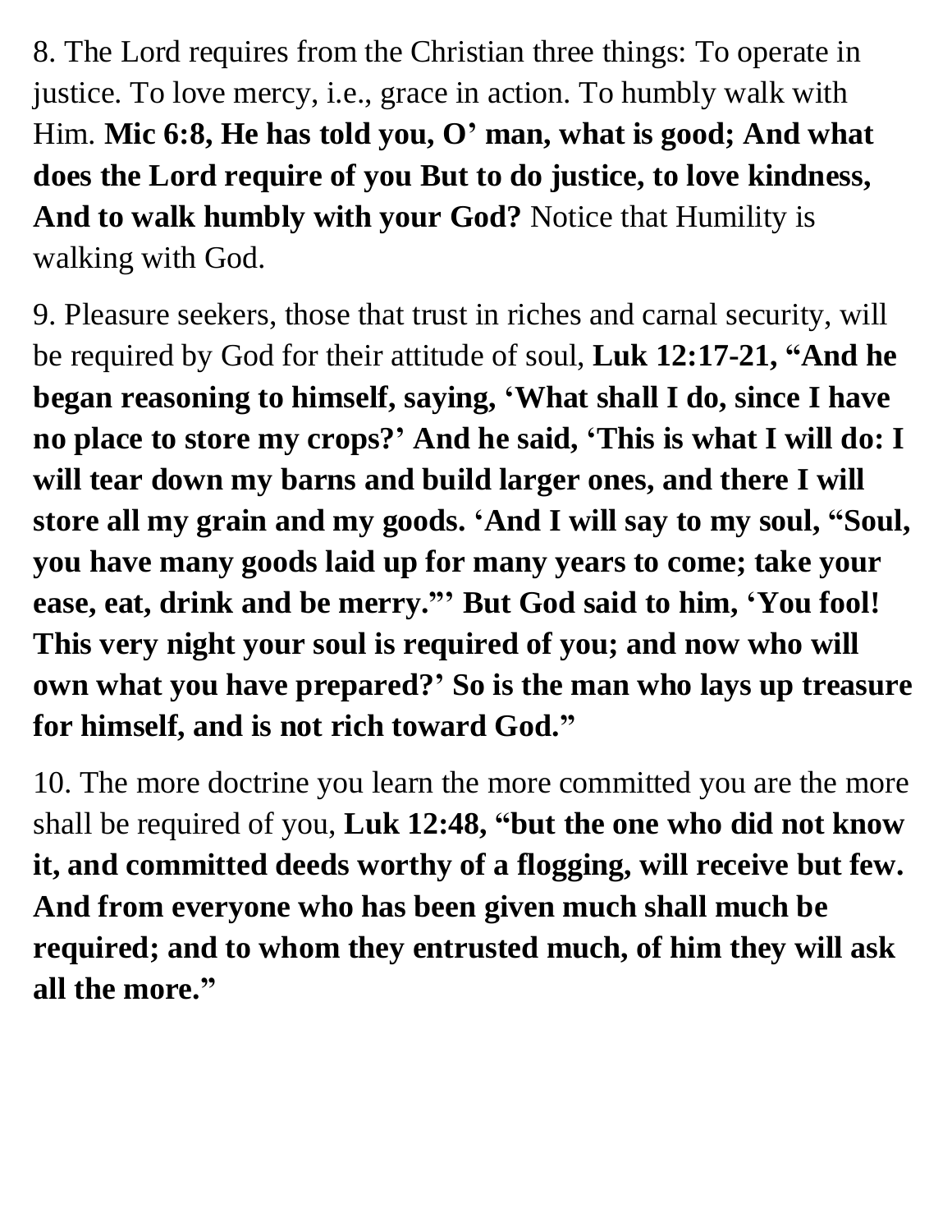8. The Lord requires from the Christian three things: To operate in justice. To love mercy, i.e., grace in action. To humbly walk with Him. **Mic 6:8, He has told you, O' man, what is good; And what does the Lord require of you But to do justice, to love kindness, And to walk humbly with your God?** Notice that Humility is walking with God.

9. Pleasure seekers, those that trust in riches and carnal security, will be required by God for their attitude of soul, **Luk 12:17-21, "And he began reasoning to himself, saying, 'What shall I do, since I have no place to store my crops?' And he said, 'This is what I will do: I will tear down my barns and build larger ones, and there I will store all my grain and my goods. 'And I will say to my soul, "Soul, you have many goods laid up for many years to come; take your ease, eat, drink and be merry."' But God said to him, 'You fool! This very night your soul is required of you; and now who will own what you have prepared?' So is the man who lays up treasure for himself, and is not rich toward God."**

10. The more doctrine you learn the more committed you are the more shall be required of you, **Luk 12:48, "but the one who did not know it, and committed deeds worthy of a flogging, will receive but few. And from everyone who has been given much shall much be required; and to whom they entrusted much, of him they will ask all the more."**